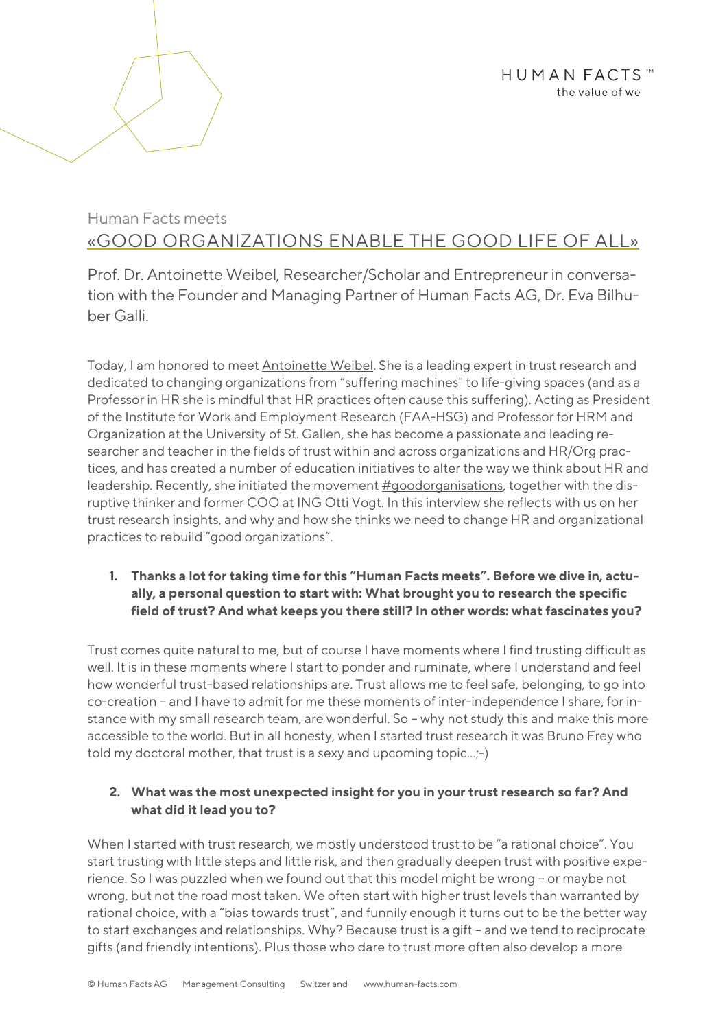Human Facts meets

# «GOOD ORGANIZATIONS ENABLE THE GOOD LIFE OF ALL»

Prof. Dr. Antoinette Weibel, Researcher/Scholar and Entrepreneur in conversation with the Founder and Managing Partner of Human Facts AG, Dr. Eva Bilhuber Galli.

Today, I am honored to meet Antoinette Weibel. She is a leading expert in trust research and dedicated to changing organizations from "suffering machines" to life-giving spaces (and as a Professor in HR she is mindful that HR practices often cause this suffering). Acting as President of the Institute for Work and Employment Research (FAA-HSG) and Professor for HRM and Organization at the University of St. Gallen, she has become a passionate and leading researcher and teacher in the fields of trust within and across organizations and HR/Org practices, and has created a number of education initiatives to alter the way we think about HR and leadership. Recently, she initiated the movement #goodorganisations, together with the disruptive thinker and former COO at ING Otti Vogt. In this interview she reflects with us on her trust research insights, and why and how she thinks we need to change HR and organizational practices to rebuild "good organizations".

1. **Thanks a lot for taking time for this "Human Facts meets". Before we dive in, actually, a personal question to start with: What brought you to research the specific field of trust? And what keeps you there still? In other words: what fascinates you?**

Trust comes quite natural to me, but of course I have moments where I find trusting difficult as well. It is in these moments where I start to ponder and ruminate, where I understand and feel how wonderful trust-based relationships are. Trust allows me to feel safe, belonging, to go into co-creation – and I have to admit for me these moments of inter-independence I share, for instance with my small research team, are wonderful. So – why not study this and make this more accessible to the world. But in all honesty, when I started trust research it was Bruno Frey who told my doctoral mother, that trust is a sexy and upcoming topic...;-)

2. **What was the most unexpected insight for you in your trust research so far? And what did it lead you to?**

When I started with trust research, we mostly understood trust to be "a rational choice". You start trusting with little steps and little risk, and then gradually deepen trust with positive experience. So I was puzzled when we found out that this model might be wrong – or maybe not wrong, but not the road most taken. We often start with higher trust levels than warranted by rational choice, with a "bias towards trust", and funnily enough it turns out to be the better way to start exchanges and relationships. Why? Because trust is a gift – and we tend to reciprocate gifts (and friendly intentions). Plus those who dare to trust more often also develop a more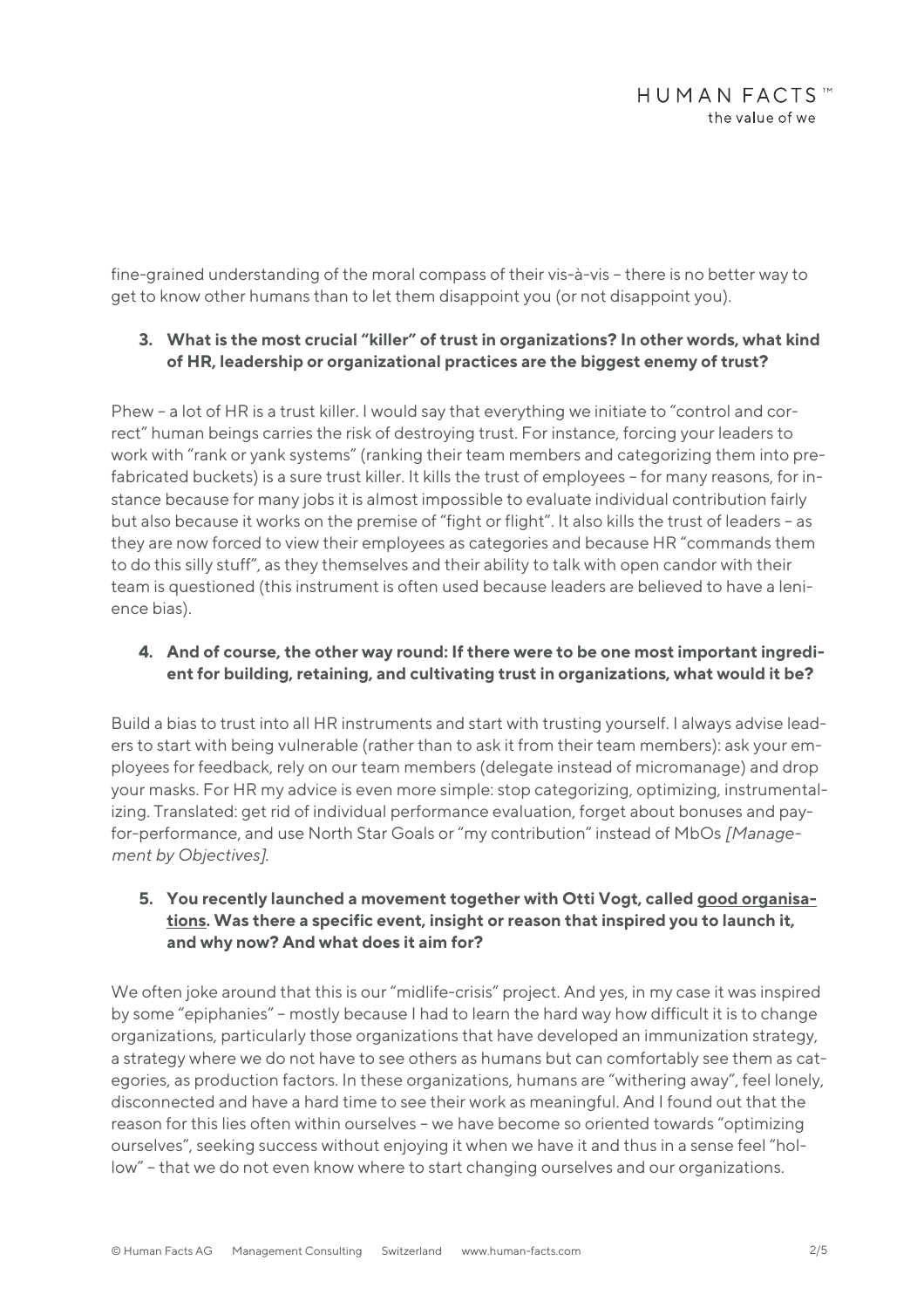fine-grained understanding of the moral compass of their vis-à-vis – there is no better way to get to know other humans than to let them disappoint you (or not disappoint you).

**3. What is the most crucial "killer" of trust in organizations? In other words, what kind of HR, leadership or organizational practices are the biggest enemy of trust?**

Phew – a lot of HR is a trust killer. I would say that everything we initiate to "control and correct" human beings carries the risk of destroying trust. For instance, forcing your leaders to work with "rank or yank systems" (ranking their team members and categorizing them into prefabricated buckets) is a sure trust killer. It kills the trust of employees – for many reasons, for instance because for many jobs it is almost impossible to evaluate individual contribution fairly but also because it works on the premise of "fight or flight". It also kills the trust of leaders – as they are now forced to view their employees as categories and because HR "commands them to do this silly stuff", as they themselves and their ability to talk with open candor with their team is questioned (this instrument is often used because leaders are believed to have a lenience bias).

**4. And of course, the other way round: If there were to be one most important ingredient for building, retaining, and cultivating trust in organizations, what would it be?**

Build a bias to trust into all HR instruments and start with trusting yourself. I always advise leaders to start with being vulnerable (rather than to ask it from their team members): ask your employees for feedback, rely on our team members (delegate instead of micromanage) and drop your masks. For HR my advice is even more simple: stop categorizing, optimizing, instrumentalizing. Translated: get rid of individual performance evaluation, forget about bonuses and pay-for-performance, and use North Star Goals or "my contribution" instead of MbOs *[Management by Objectives]*.

**5. You recently launched a movement together with Otti Vogt, called good organisations. Was there a specific event, insight or reason that inspired you to launch it, and why now? And what does it aim for?**

We often joke around that this is our "midlife-crisis" project. And yes, in my case it was inspired by some "epiphanies" – mostly because I had to learn the hard way how difficult it is to change organizations, particularly those organizations that have developed an immunization strategy, a strategy where we do not have to see others as humans but can comfortably see them as categories, as production factors. In these organizations, humans are "withering away", feel lonely, disconnected and have a hard time to see their work as meaningful. And I found out that the reason for this lies often within ourselves – we have become so oriented towards "optimizing ourselves", seeking success without enjoying it when we have it and thus in a sense feel "hollow" – that we do not even know where to start changing ourselves and our organizations.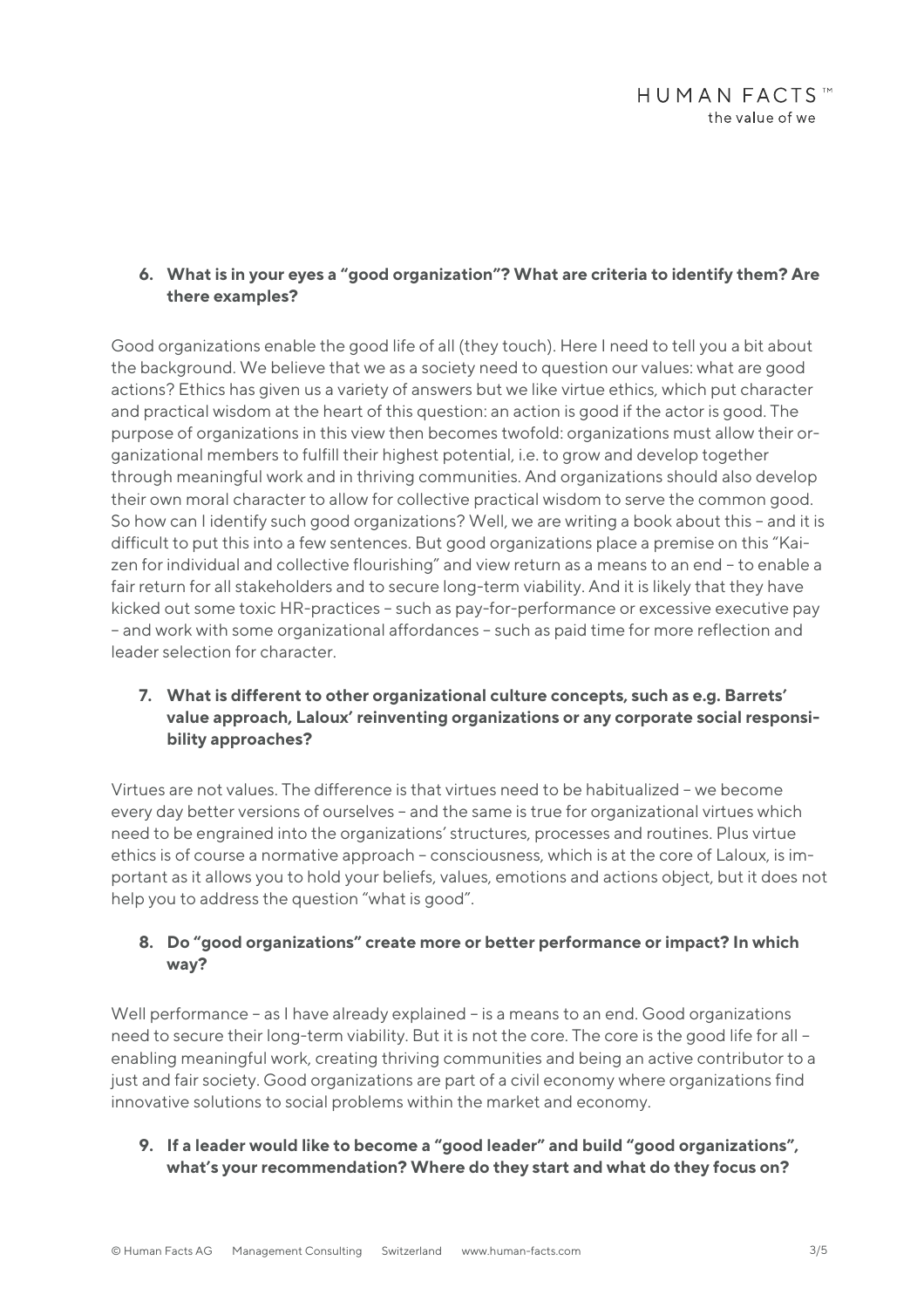6. **What is in your eyes a "good organization"? What are criteria to identify them? Are there examples?**

Good organizations enable the good life of all (they touch). Here I need to tell you a bit about the background. We believe that we as a society need to question our values: what are good actions? Ethics has given us a variety of answers but we like virtue ethics, which put character and practical wisdom at the heart of this question: an action is good if the actor is good. The purpose of organizations in this view then becomes twofold: organizations must allow their organizational members to fulfill their highest potential, i.e. to grow and develop together through meaningful work and in thriving communities. And organizations should also develop their own moral character to allow for collective practical wisdom to serve the common good. So how can I identify such good organizations? Well, we are writing a book about this – and it is difficult to put this into a few sentences. But good organizations place a premise on this "Kaizen for individual and collective flourishing" and view return as a means to an end – to enable a fair return for all stakeholders and to secure long-term viability. And it is likely that they have kicked out some toxic HR-practices – such as pay-for-performance or excessive executive pay – and work with some organizational affordances – such as paid time for more reflection and leader selection for character.

7. **What is different to other organizational culture concepts, such as e.g. Barrets' value approach, Laloux' reinventing organizations or any corporate social responsibility approaches?**

Virtues are not values. The difference is that virtues need to be habitualized – we become every day better versions of ourselves – and the same is true for organizational virtues which need to be engrained into the organizations' structures, processes and routines. Plus virtue ethics is of course a normative approach – consciousness, which is at the core of Laloux, is important as it allows you to hold your beliefs, values, emotions and actions object, but it does not help you to address the question "what is good".

8. **Do "good organizations" create more or better performance or impact? In which way?**

Well performance – as I have already explained – is a means to an end. Good organizations need to secure their long-term viability. But it is not the core. The core is the good life for all – enabling meaningful work, creating thriving communities and being an active contributor to a just and fair society. Good organizations are part of a civil economy where organizations find innovative solutions to social problems within the market and economy.

9. **If a leader would like to become a "good leader" and build "good organizations", what's your recommendation? Where do they start and what do they focus on?**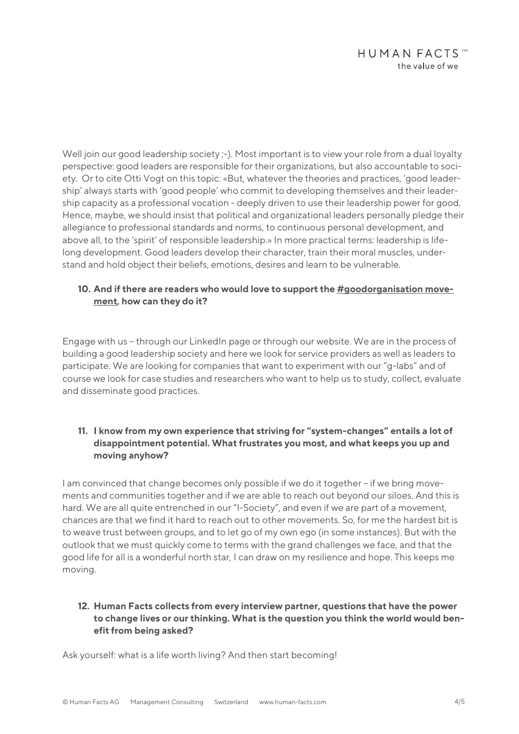Well join our good leadership society ;-). Most important is to view your role from a dual loyalty perspective: good leaders are responsible for their organizations, but also accountable to society. Or to cite Otti Vogt on this topic: «But, whatever the theories and practices, 'good leadership' always starts with 'good people' who commit to developing themselves and their leadership capacity as a professional vocation - deeply driven to use their leadership power for good. Hence, maybe, we should insist that political and organizational leaders personally pledge their allegiance to professional standards and norms, to continuous personal development, and above all, to the 'spirit' of responsible leadership.» In more practical terms: leadership is lifelong development. Good leaders develop their character, train their moral muscles, understand and hold object their beliefs, emotions, desires and learn to be vulnerable.

**10. And if there are readers who would love to support the #goodorganisation movement, how can they do it?**

Engage with us – through our LinkedIn page or through our website. We are in the process of building a good leadership society and here we look for service providers as well as leaders to participate. We are looking for companies that want to experiment with our "g-labs" and of course we look for case studies and researchers who want to help us to study, collect, evaluate and disseminate good practices.

**11. I know from my own experience that striving for "system-changes" entails a lot of disappointment potential. What frustrates you most, and what keeps you up and moving anyhow?**

I am convinced that change becomes only possible if we do it together – if we bring movements and communities together and if we are able to reach out beyond our siloes. And this is hard. We are all quite entrenched in our "I-Society", and even if we are part of a movement, chances are that we find it hard to reach out to other movements. So, for me the hardest bit is to weave trust between groups, and to let go of my own ego (in some instances). But with the outlook that we must quickly come to terms with the grand challenges we face, and that the good life for all is a wonderful north star, I can draw on my resilience and hope. This keeps me moving.

**12. Human Facts collects from every interview partner, questions that have the power to change lives or our thinking. What is the question you think the world would benefit from being asked?**

Ask yourself: what is a life worth living? And then start becoming!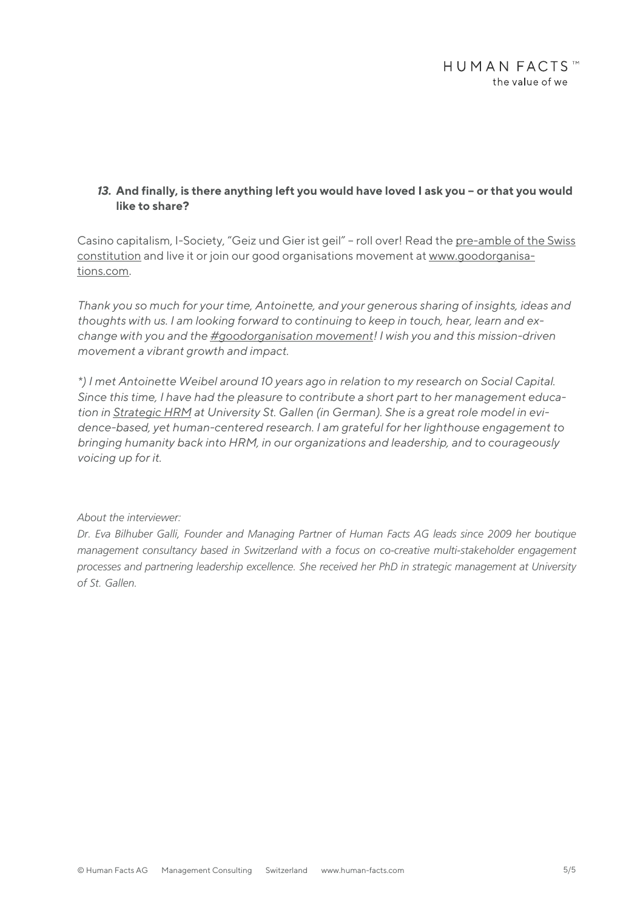### *13.* And finally, is there anything left you would have loved I ask you – or that you would like to share?

Casino capitalism, I-Society, "Geiz und Gier ist geil" – roll over! Read the pre-amble of the Swiss constitution and live it or join our good organisations movement at www.goodorganisations.com.

*Thank you so much for your time, Antoinette, and your generous sharing of insights, ideas and thoughts with us. I am looking forward to continuing to keep in touch, hear, learn and exchange with you and the #goodorganisation movement! I wish you and this mission-driven movement a vibrant growth and impact.*

*\*) I met Antoinette Weibel around 10 years ago in relation to my research on Social Capital. Since this time, I have had the pleasure to contribute a short part to her management education in Strategic HRM at University St. Gallen (in German). She is a great role model in evidence-based, yet human-centered research. I am grateful for her lighthouse engagement to bringing humanity back into HRM, in our organizations and leadership, and to courageously voicing up for it.*

*About the interviewer:*

*Dr. Eva Bilhuber Galli, Founder and Managing Partner of Human Facts AG leads since 2009 her boutique management consultancy based in Switzerland with a focus on co-creative multi-stakeholder engagement processes and partnering leadership excellence. She received her PhD in strategic management at University of St. Gallen.*